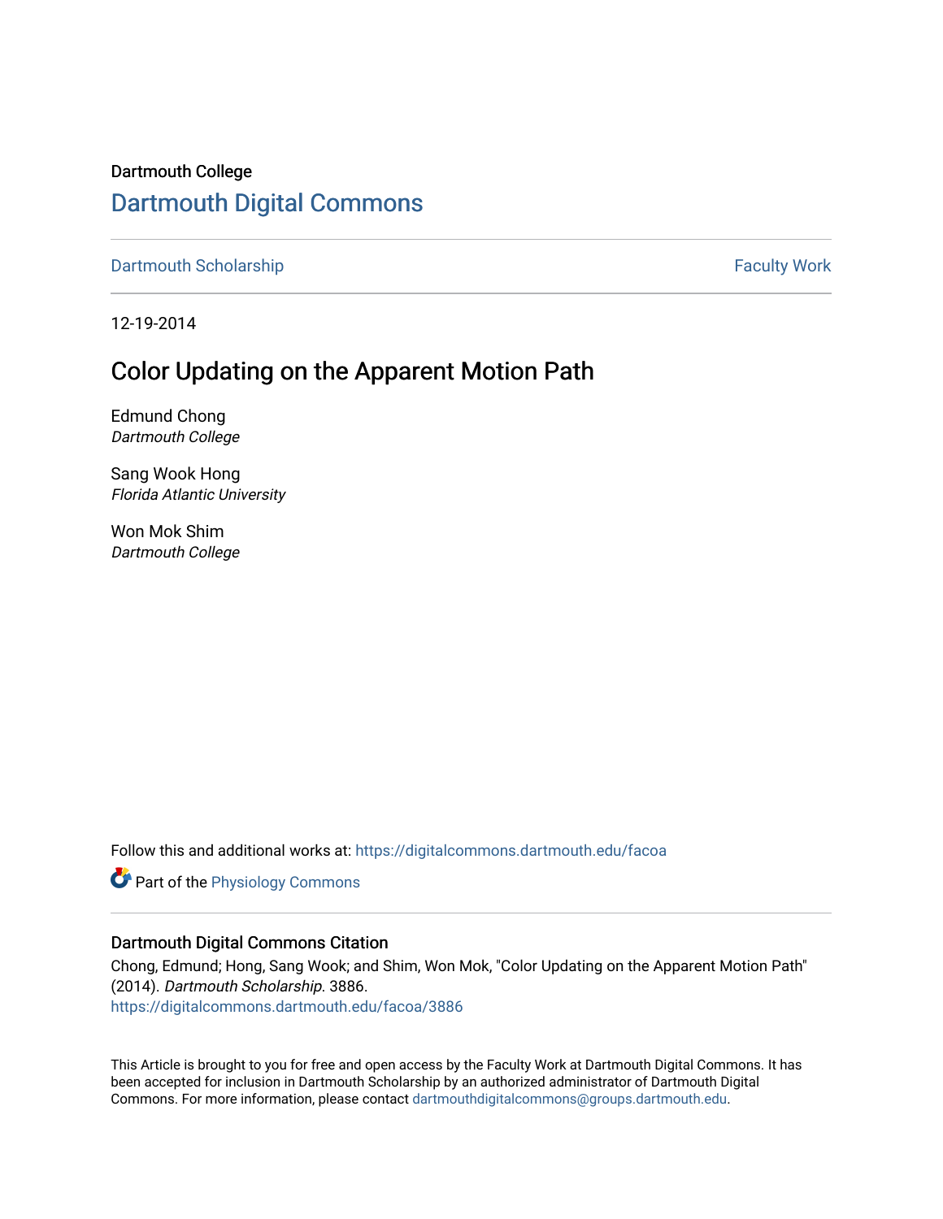Dartmouth College

# Dartmouth Digital Commons

Dartmouth Scholarship | Faculty Work

12-19-2014

## Color Updating on the Apparent Motion Path

Edmund Chong
*Dartmouth College*

Sang Wook Hong
*Florida Atlantic University*

Won Mok Shim
*Dartmouth College*

Follow this and additional works at: https://digitalcommons.dartmouth.edu/facoa

Part of the Physiology Commons

### Dartmouth Digital Commons Citation

Chong, Edmund; Hong, Sang Wook; and Shim, Won Mok, "Color Updating on the Apparent Motion Path" (2014). *Dartmouth Scholarship*. 3886.
https://digitalcommons.dartmouth.edu/facoa/3886

This Article is brought to you for free and open access by the Faculty Work at Dartmouth Digital Commons. It has been accepted for inclusion in Dartmouth Scholarship by an authorized administrator of Dartmouth Digital Commons. For more information, please contact dartmouthdigitalcommons@groups.dartmouth.edu.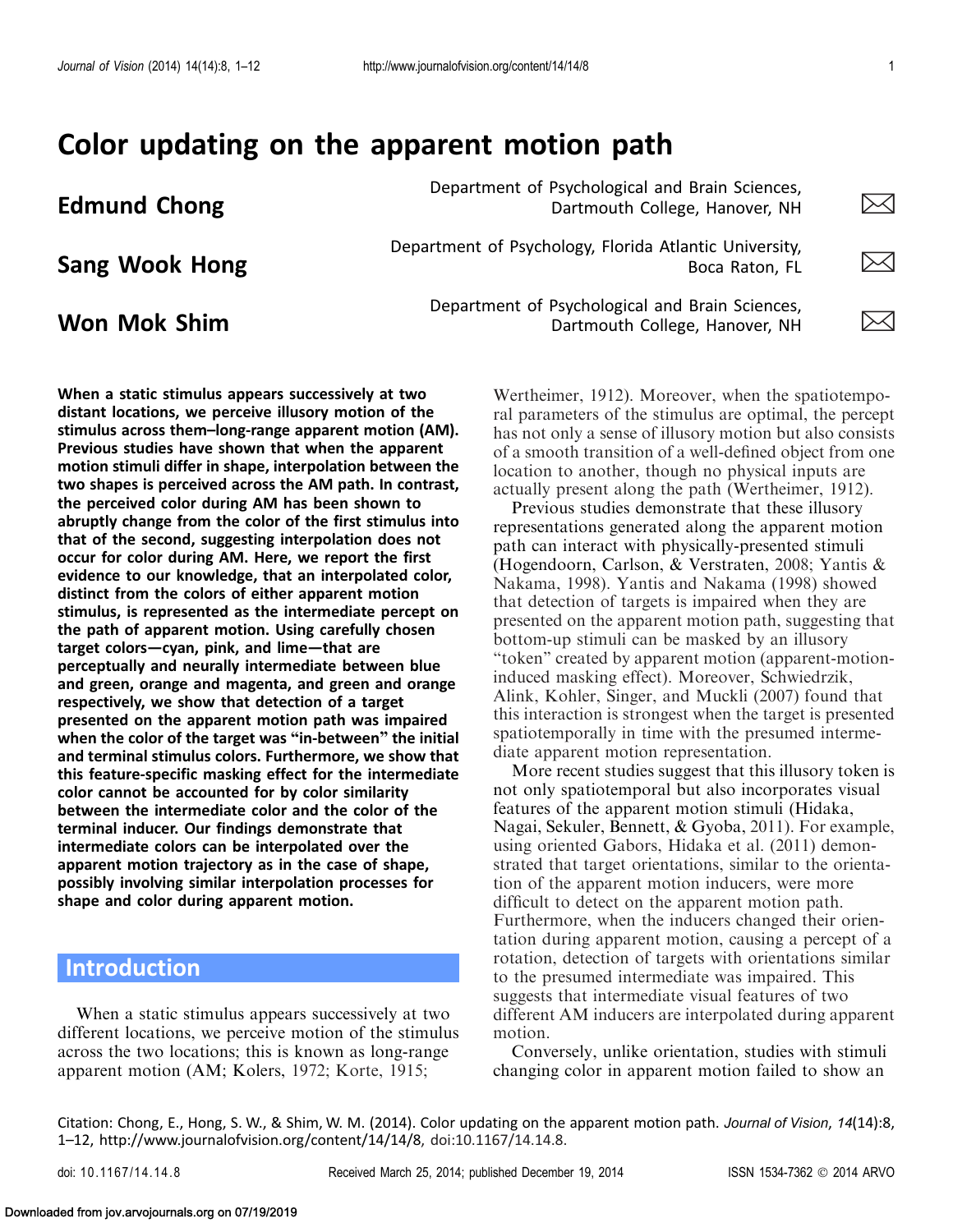# Color updating on the apparent motion path

**Edmund Chong**

Department of Psychological and Brain Sciences, Dartmouth College, Hanover, NH

**Sang Wook Hong**

Department of Psychology, Florida Atlantic University, Boca Raton, FL

**Won Mok Shim**

Department of Psychological and Brain Sciences, Dartmouth College, Hanover, NH

**When a static stimulus appears successively at two distant locations, we perceive illusory motion of the stimulus across them–long-range apparent motion (AM). Previous studies have shown that when the apparent motion stimuli differ in shape, interpolation between the two shapes is perceived across the AM path. In contrast, the perceived color during AM has been shown to abruptly change from the color of the first stimulus into that of the second, suggesting interpolation does not occur for color during AM. Here, we report the first evidence to our knowledge, that an interpolated color, distinct from the colors of either apparent motion stimulus, is represented as the intermediate percept on the path of apparent motion. Using carefully chosen target colors—cyan, pink, and lime—that are perceptually and neurally intermediate between blue and green, orange and magenta, and green and orange respectively, we show that detection of a target presented on the apparent motion path was impaired when the color of the target was "in-between" the initial and terminal stimulus colors. Furthermore, we show that this feature-specific masking effect for the intermediate color cannot be accounted for by color similarity between the intermediate color and the color of the terminal inducer. Our findings demonstrate that intermediate colors can be interpolated over the apparent motion trajectory as in the case of shape, possibly involving similar interpolation processes for shape and color during apparent motion.**

## Introduction

When a static stimulus appears successively at two different locations, we perceive motion of the stimulus across the two locations; this is known as long-range apparent motion (AM; Kolers, 1972; Korte, 1915; Wertheimer, 1912). Moreover, when the spatiotemporal parameters of the stimulus are optimal, the percept has not only a sense of illusory motion but also consists of a smooth transition of a well-defined object from one location to another, though no physical inputs are actually present along the path (Wertheimer, 1912).

Previous studies demonstrate that these illusory representations generated along the apparent motion path can interact with physically-presented stimuli (Hogendoorn, Carlson, & Verstraten, 2008; Yantis & Nakama, 1998). Yantis and Nakama (1998) showed that detection of targets is impaired when they are presented on the apparent motion path, suggesting that bottom-up stimuli can be masked by an illusory "token" created by apparent motion (apparent-motion-induced masking effect). Moreover, Schwiedrzik, Alink, Kohler, Singer, and Muckli (2007) found that this interaction is strongest when the target is presented spatiotemporally in time with the presumed intermediate apparent motion representation.

More recent studies suggest that this illusory token is not only spatiotemporal but also incorporates visual features of the apparent motion stimuli (Hidaka, Nagai, Sekuler, Bennett, & Gyoba, 2011). For example, using oriented Gabors, Hidaka et al. (2011) demonstrated that target orientations, similar to the orientation of the apparent motion inducers, were more difficult to detect on the apparent motion path. Furthermore, when the inducers changed their orientation during apparent motion, causing a percept of a rotation, detection of targets with orientations similar to the presumed intermediate was impaired. This suggests that intermediate visual features of two different AM inducers are interpolated during apparent motion.

Conversely, unlike orientation, studies with stimuli changing color in apparent motion failed to show an

Citation: Chong, E., Hong, S. W., & Shim, W. M. (2014). Color updating on the apparent motion path. *Journal of Vision*, *14*(14):8, 1–12, http://www.journalofvision.org/content/14/14/8, doi:10.1167/14.14.8.

doi: 10.1167/14.14.8 Received March 25, 2014; published December 19, 2014 ISSN 1534-7362 © 2014 ARVO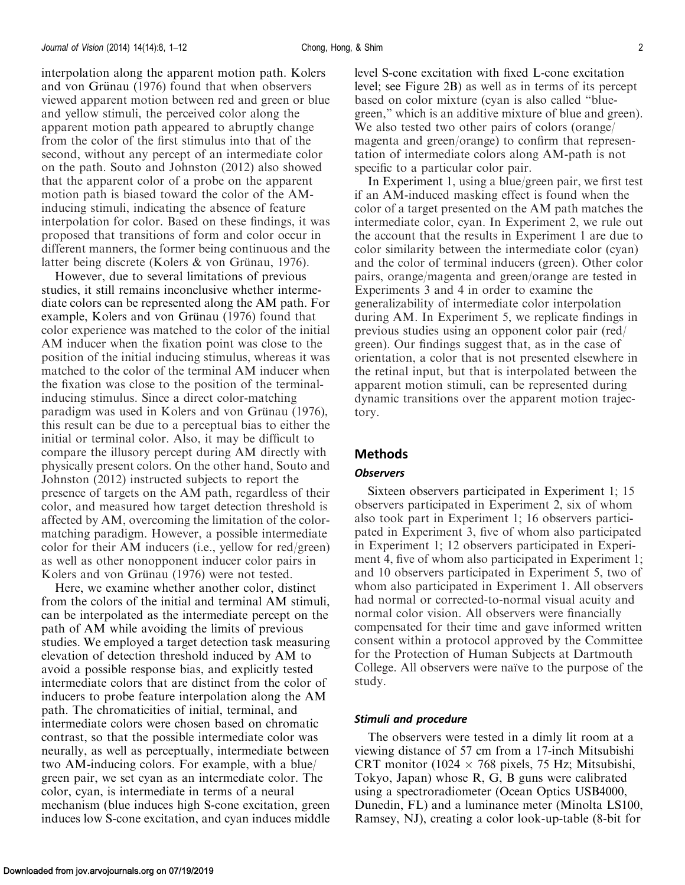interpolation along the apparent motion path. Kolers and von Grünau (1976) found that when observers viewed apparent motion between red and green or blue and yellow stimuli, the perceived color along the apparent motion path appeared to abruptly change from the color of the first stimulus into that of the second, without any percept of an intermediate color on the path. Souto and Johnston (2012) also showed that the apparent color of a probe on the apparent motion path is biased toward the color of the AM-inducing stimuli, indicating the absence of feature interpolation for color. Based on these findings, it was proposed that transitions of form and color occur in different manners, the former being continuous and the latter being discrete (Kolers & von Grünau, 1976).

However, due to several limitations of previous studies, it still remains inconclusive whether intermediate colors can be represented along the AM path. For example, Kolers and von Grünau (1976) found that color experience was matched to the color of the initial AM inducer when the fixation point was close to the position of the initial inducing stimulus, whereas it was matched to the color of the terminal AM inducer when the fixation was close to the position of the terminal-inducing stimulus. Since a direct color-matching paradigm was used in Kolers and von Grünau (1976), this result can be due to a perceptual bias to either the initial or terminal color. Also, it may be difficult to compare the illusory percept during AM directly with physically present colors. On the other hand, Souto and Johnston (2012) instructed subjects to report the presence of targets on the AM path, regardless of their color, and measured how target detection threshold is affected by AM, overcoming the limitation of the color-matching paradigm. However, a possible intermediate color for their AM inducers (i.e., yellow for red/green) as well as other nonopponent inducer color pairs in Kolers and von Grünau (1976) were not tested.

Here, we examine whether another color, distinct from the colors of the initial and terminal AM stimuli, can be interpolated as the intermediate percept on the path of AM while avoiding the limits of previous studies. We employed a target detection task measuring elevation of detection threshold induced by AM to avoid a possible response bias, and explicitly tested intermediate colors that are distinct from the color of inducers to probe feature interpolation along the AM path. The chromaticities of initial, terminal, and intermediate colors were chosen based on chromatic contrast, so that the possible intermediate color was neurally, as well as perceptually, intermediate between two AM-inducing colors. For example, with a blue/green pair, we set cyan as an intermediate color. The color, cyan, is intermediate in terms of a neural mechanism (blue induces high S-cone excitation, green induces low S-cone excitation, and cyan induces middle level S-cone excitation with fixed L-cone excitation level; see Figure 2B) as well as in terms of its percept based on color mixture (cyan is also called "blue-green," which is an additive mixture of blue and green). We also tested two other pairs of colors (orange/magenta and green/orange) to confirm that representation of intermediate colors along AM-path is not specific to a particular color pair.

In Experiment 1, using a blue/green pair, we first test if an AM-induced masking effect is found when the color of a target presented on the AM path matches the intermediate color, cyan. In Experiment 2, we rule out the account that the results in Experiment 1 are due to color similarity between the intermediate color (cyan) and the color of terminal inducers (green). Other color pairs, orange/magenta and green/orange are tested in Experiments 3 and 4 in order to examine the generalizability of intermediate color interpolation during AM. In Experiment 5, we replicate findings in previous studies using an opponent color pair (red/green). Our findings suggest that, as in the case of orientation, a color that is not presented elsewhere in the retinal input, but that is interpolated between the apparent motion stimuli, can be represented during dynamic transitions over the apparent motion trajectory.

## Methods

### *Observers*

Sixteen observers participated in Experiment 1; 15 observers participated in Experiment 2, six of whom also took part in Experiment 1; 16 observers participated in Experiment 3, five of whom also participated in Experiment 1; 12 observers participated in Experiment 4, five of whom also participated in Experiment 1; and 10 observers participated in Experiment 5, two of whom also participated in Experiment 1. All observers had normal or corrected-to-normal visual acuity and normal color vision. All observers were financially compensated for their time and gave informed written consent within a protocol approved by the Committee for the Protection of Human Subjects at Dartmouth College. All observers were naïve to the purpose of the study.

### *Stimuli and procedure*

The observers were tested in a dimly lit room at a viewing distance of 57 cm from a 17-inch Mitsubishi CRT monitor (1024 × 768 pixels, 75 Hz; Mitsubishi, Tokyo, Japan) whose R, G, B guns were calibrated using a spectroradiometer (Ocean Optics USB4000, Dunedin, FL) and a luminance meter (Minolta LS100, Ramsey, NJ), creating a color look-up-table (8-bit for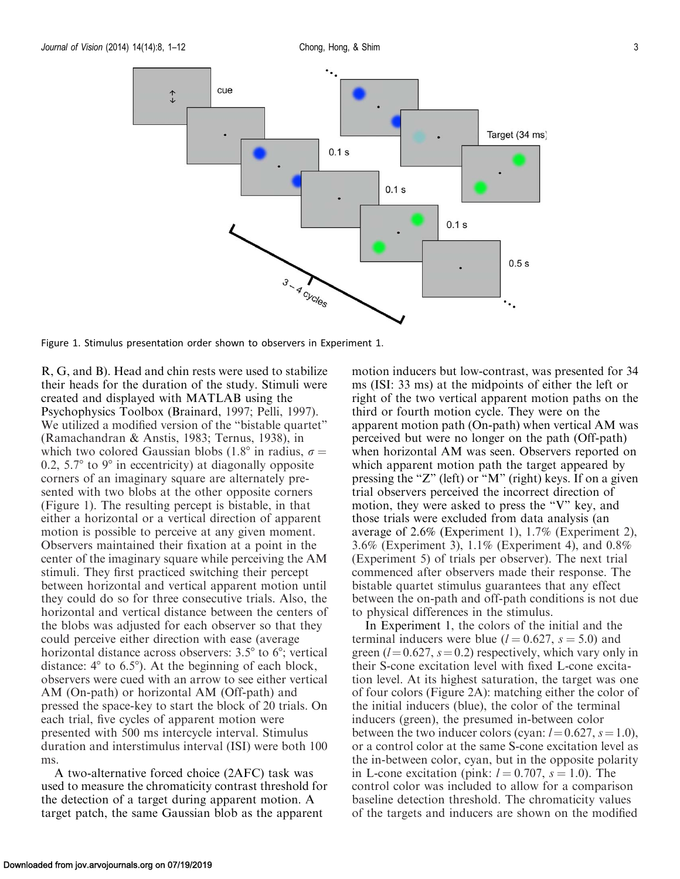Figure 1. Stimulus presentation order shown to observers in Experiment 1.

R, G, and B). Head and chin rests were used to stabilize their heads for the duration of the study. Stimuli were created and displayed with MATLAB using the Psychophysics Toolbox (Brainard, 1997; Pelli, 1997). We utilized a modified version of the "bistable quartet" (Ramachandran & Anstis, 1983; Ternus, 1938), in which two colored Gaussian blobs (1.8° in radius, $\sigma = 0.2$, 5.7° to 9° in eccentricity) at diagonally opposite corners of an imaginary square are alternately presented with two blobs at the other opposite corners (Figure 1). The resulting percept is bistable, in that either a horizontal or a vertical direction of apparent motion is possible to perceive at any given moment. Observers maintained their fixation at a point in the center of the imaginary square while perceiving the AM stimuli. They first practiced switching their percept between horizontal and vertical apparent motion until they could do so for three consecutive trials. Also, the horizontal and vertical distance between the centers of the blobs was adjusted for each observer so that they could perceive either direction with ease (average horizontal distance across observers: 3.5° to 6°; vertical distance: 4° to 6.5°). At the beginning of each block, observers were cued with an arrow to see either vertical AM (On-path) or horizontal AM (Off-path) and pressed the space-key to start the block of 20 trials. On each trial, five cycles of apparent motion were presented with 500 ms intercycle interval. Stimulus duration and interstimulus interval (ISI) were both 100 ms.

A two-alternative forced choice (2AFC) task was used to measure the chromaticity contrast threshold for the detection of a target during apparent motion. A target patch, the same Gaussian blob as the apparent motion inducers but low-contrast, was presented for 34 ms (ISI: 33 ms) at the midpoints of either the left or right of the two vertical apparent motion paths on the third or fourth motion cycle. They were on the apparent motion path (On-path) when vertical AM was perceived but were no longer on the path (Off-path) when horizontal AM was seen. Observers reported on which apparent motion path the target appeared by pressing the "Z" (left) or "M" (right) keys. If on a given trial observers perceived the incorrect direction of motion, they were asked to press the "V" key, and those trials were excluded from data analysis (an average of 2.6% (Experiment 1), 1.7% (Experiment 2), 3.6% (Experiment 3), 1.1% (Experiment 4), and 0.8% (Experiment 5) of trials per observer). The next trial commenced after observers made their response. The bistable quartet stimulus guarantees that any effect between the on-path and off-path conditions is not due to physical differences in the stimulus.

In Experiment 1, the colors of the initial and the terminal inducers were blue ($l = 0.627$, $s = 5.0$) and green ($l = 0.627$, $s = 0.2$) respectively, which vary only in their S-cone excitation level with fixed L-cone excitation level. At its highest saturation, the target was one of four colors (Figure 2A): matching either the color of the initial inducers (blue), the color of the terminal inducers (green), the presumed in-between color between the two inducer colors (cyan: $l = 0.627$, $s = 1.0$), or a control color at the same S-cone excitation level as the in-between color, cyan, but in the opposite polarity in L-cone excitation (pink: $l = 0.707$, $s = 1.0$). The control color was included to allow for a comparison baseline detection threshold. The chromaticity values of the targets and inducers are shown on the modified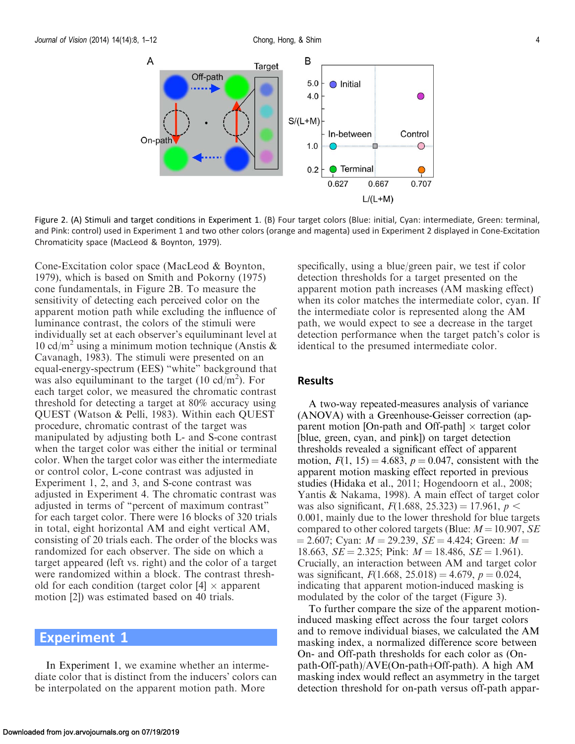Figure 2. (A) Stimuli and target conditions in Experiment 1. (B) Four target colors (Blue: initial, Cyan: intermediate, Green: terminal, and Pink: control) used in Experiment 1 and two other colors (orange and magenta) used in Experiment 2 displayed in Cone-Excitation Chromaticity space (MacLeod & Boynton, 1979).

Cone-Excitation color space (MacLeod & Boynton, 1979), which is based on Smith and Pokorny (1975) cone fundamentals, in Figure 2B. To measure the sensitivity of detecting each perceived color on the apparent motion path while excluding the influence of luminance contrast, the colors of the stimuli were individually set at each observer's equiluminant level at 10 cd/m$^2$ using a minimum motion technique (Anstis & Cavanagh, 1983). The stimuli were presented on an equal-energy-spectrum (EES) "white" background that was also equiluminant to the target (10 cd/m$^2$). For each target color, we measured the chromatic contrast threshold for detecting a target at 80% accuracy using QUEST (Watson & Pelli, 1983). Within each QUEST procedure, chromatic contrast of the target was manipulated by adjusting both L- and S-cone contrast when the target color was either the initial or terminal color. When the target color was either the intermediate or control color, L-cone contrast was adjusted in Experiment 1, 2, and 3, and S-cone contrast was adjusted in Experiment 4. The chromatic contrast was adjusted in terms of "percent of maximum contrast" for each target color. There were 16 blocks of 320 trials in total, eight horizontal AM and eight vertical AM, consisting of 20 trials each. The order of the blocks was randomized for each observer. The side on which a target appeared (left vs. right) and the color of a target were randomized within a block. The contrast threshold for each condition (target color [4] × apparent motion [2]) was estimated based on 40 trials.

## Experiment 1

In Experiment 1, we examine whether an intermediate color that is distinct from the inducers' colors can be interpolated on the apparent motion path. More specifically, using a blue/green pair, we test if color detection thresholds for a target presented on the apparent motion path increases (AM masking effect) when its color matches the intermediate color, cyan. If the intermediate color is represented along the AM path, we would expect to see a decrease in the target detection performance when the target patch's color is identical to the presumed intermediate color.

### Results

A two-way repeated-measures analysis of variance (ANOVA) with a Greenhouse-Geisser correction (apparent motion [On-path and Off-path] × target color [blue, green, cyan, and pink]) on target detection thresholds revealed a significant effect of apparent motion, $F(1, 15) = 4.683$, $p = 0.047$, consistent with the apparent motion masking effect reported in previous studies (Hidaka et al., 2011; Hogendoorn et al., 2008; Yantis & Nakama, 1998). A main effect of target color was also significant, $F(1.688, 25.323) = 17.961$, $p < 0.001$, mainly due to the lower threshold for blue targets compared to other colored targets (Blue: $M = 10.907$, $SE = 2.607$; Cyan: $M = 29.239$, $SE = 4.424$; Green: $M = 18.663$, $SE = 2.325$; Pink: $M = 18.486$, $SE = 1.961$). Crucially, an interaction between AM and target color was significant, $F(1.668, 25.018) = 4.679$, $p = 0.024$, indicating that apparent motion-induced masking is modulated by the color of the target (Figure 3).

To further compare the size of the apparent motion-induced masking effect across the four target colors and to remove individual biases, we calculated the AM masking index, a normalized difference score between On- and Off-path thresholds for each color as (On-path-Off-path)/AVE(On-path+Off-path). A high AM masking index would reflect an asymmetry in the target detection threshold for on-path versus off-path appar-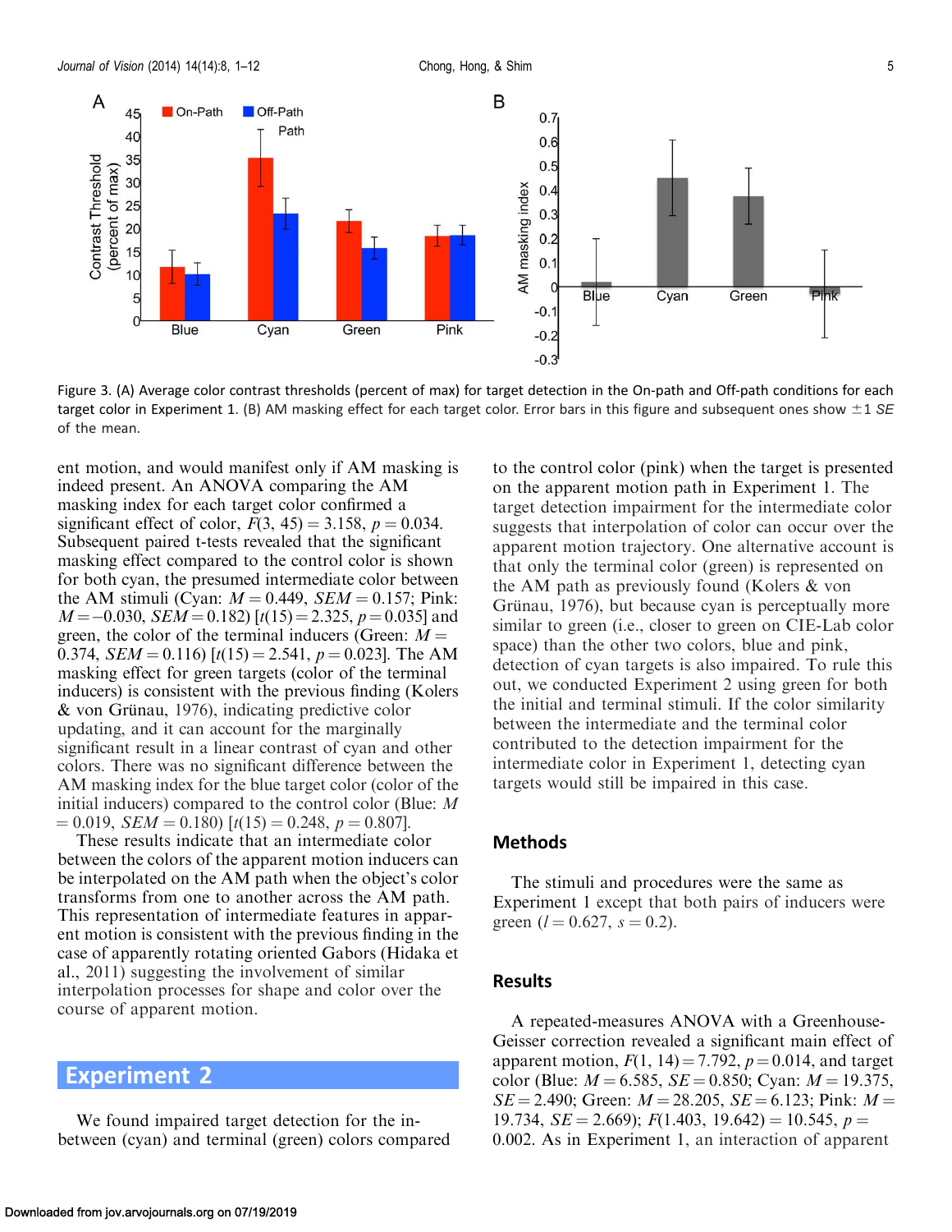Figure 3. (A) Average color contrast thresholds (percent of max) for target detection in the On-path and Off-path conditions for each target color in Experiment 1. (B) AM masking effect for each target color. Error bars in this figure and subsequent ones show ±1 *SE* of the mean.

ent motion, and would manifest only if AM masking is indeed present. An ANOVA comparing the AM masking index for each target color confirmed a significant effect of color, $F(3, 45) = 3.158$, $p = 0.034$. Subsequent paired t-tests revealed that the significant masking effect compared to the control color is shown for both cyan, the presumed intermediate color between the AM stimuli (Cyan: $M = 0.449$, $SEM = 0.157$; Pink: $M = -0.030$, $SEM = 0.182$) [$t(15) = 2.325$, $p = 0.035$] and green, the color of the terminal inducers (Green: $M = 0.374$, $SEM = 0.116$) [$t(15) = 2.541$, $p = 0.023$]. The AM masking effect for green targets (color of the terminal inducers) is consistent with the previous finding (Kolers & von Grünau, 1976), indicating predictive color updating, and it can account for the marginally significant result in a linear contrast of cyan and other colors. There was no significant difference between the AM masking index for the blue target color (color of the initial inducers) compared to the control color (Blue: $M = 0.019$, $SEM = 0.180$) [$t(15) = 0.248$, $p = 0.807$].

These results indicate that an intermediate color between the colors of the apparent motion inducers can be interpolated on the AM path when the object's color transforms from one to another across the AM path. This representation of intermediate features in apparent motion is consistent with the previous finding in the case of apparently rotating oriented Gabors (Hidaka et al., 2011) suggesting the involvement of similar interpolation processes for shape and color over the course of apparent motion.

## Experiment 2

We found impaired target detection for the in-between (cyan) and terminal (green) colors compared to the control color (pink) when the target is presented on the apparent motion path in Experiment 1. The target detection impairment for the intermediate color suggests that interpolation of color can occur over the apparent motion trajectory. One alternative account is that only the terminal color (green) is represented on the AM path as previously found (Kolers & von Grünau, 1976), but because cyan is perceptually more similar to green (i.e., closer to green on CIE-Lab color space) than the other two colors, blue and pink, detection of cyan targets is also impaired. To rule this out, we conducted Experiment 2 using green for both the initial and terminal stimuli. If the color similarity between the intermediate and the terminal color contributed to the detection impairment for the intermediate color in Experiment 1, detecting cyan targets would still be impaired in this case.

### Methods

The stimuli and procedures were the same as Experiment 1 except that both pairs of inducers were green ($l = 0.627$, $s = 0.2$).

### Results

A repeated-measures ANOVA with a Greenhouse-Geisser correction revealed a significant main effect of apparent motion, $F(1, 14) = 7.792$, $p = 0.014$, and target color (Blue: $M = 6.585$, $SE = 0.850$; Cyan: $M = 19.375$, $SE = 2.490$; Green: $M = 28.205$, $SE = 6.123$; Pink: $M = 19.734$, $SE = 2.669$); $F(1.403, 19.642) = 10.545$, $p = 0.002$. As in Experiment 1, an interaction of apparent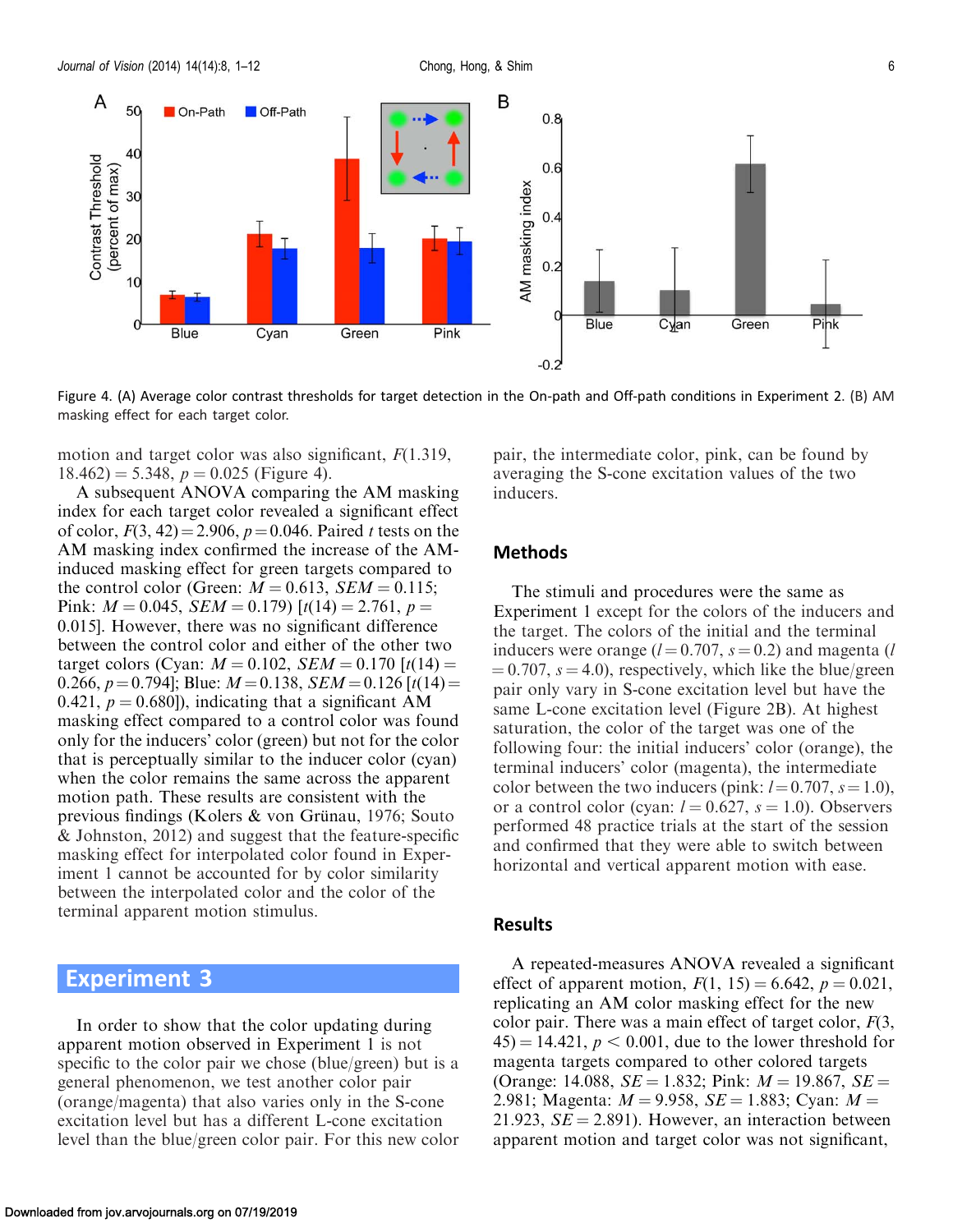Figure 4. (A) Average color contrast thresholds for target detection in the On-path and Off-path conditions in Experiment 2. (B) AM masking effect for each target color.

motion and target color was also significant, $F(1.319, 18.462) = 5.348$, $p = 0.025$ (Figure 4).

A subsequent ANOVA comparing the AM masking index for each target color revealed a significant effect of color, $F(3, 42) = 2.906$, $p = 0.046$. Paired $t$ tests on the AM masking index confirmed the increase of the AM-induced masking effect for green targets compared to the control color (Green: $M = 0.613$, $SEM = 0.115$; Pink: $M = 0.045$, $SEM = 0.179$) [$t(14) = 2.761$, $p = 0.015$]. However, there was no significant difference between the control color and either of the other two target colors (Cyan: $M = 0.102$, $SEM = 0.170$ [$t(14) = 0.266$, $p = 0.794$]; Blue: $M = 0.138$, $SEM = 0.126$ [$t(14) = 0.421$, $p = 0.680$]), indicating that a significant AM masking effect compared to a control color was found only for the inducers' color (green) but not for the color that is perceptually similar to the inducer color (cyan) when the color remains the same across the apparent motion path. These results are consistent with the previous findings (Kolers & von Grünau, 1976; Souto & Johnston, 2012) and suggest that the feature-specific masking effect for interpolated color found in Experiment 1 cannot be accounted for by color similarity between the interpolated color and the color of the terminal apparent motion stimulus.

## Experiment 3

In order to show that the color updating during apparent motion observed in Experiment 1 is not specific to the color pair we chose (blue/green) but is a general phenomenon, we test another color pair (orange/magenta) that also varies only in the S-cone excitation level but has a different L-cone excitation level than the blue/green color pair. For this new color pair, the intermediate color, pink, can be found by averaging the S-cone excitation values of the two inducers.

### Methods

The stimuli and procedures were the same as Experiment 1 except for the colors of the inducers and the target. The colors of the initial and the terminal inducers were orange ($l = 0.707$, $s = 0.2$) and magenta ($l = 0.707$, $s = 4.0$), respectively, which like the blue/green pair only vary in S-cone excitation level but have the same L-cone excitation level (Figure 2B). At highest saturation, the color of the target was one of the following four: the initial inducers' color (orange), the terminal inducers' color (magenta), the intermediate color between the two inducers (pink: $l = 0.707$, $s = 1.0$), or a control color (cyan: $l = 0.627$, $s = 1.0$). Observers performed 48 practice trials at the start of the session and confirmed that they were able to switch between horizontal and vertical apparent motion with ease.

### Results

A repeated-measures ANOVA revealed a significant effect of apparent motion, $F(1, 15) = 6.642$, $p = 0.021$, replicating an AM color masking effect for the new color pair. There was a main effect of target color, $F(3, 45) = 14.421$, $p < 0.001$, due to the lower threshold for magenta targets compared to other colored targets (Orange: $14.088$, $SE = 1.832$; Pink: $M = 19.867$, $SE = 2.981$; Magenta: $M = 9.958$, $SE = 1.883$; Cyan: $M = 21.923$, $SE = 2.891$). However, an interaction between apparent motion and target color was not significant,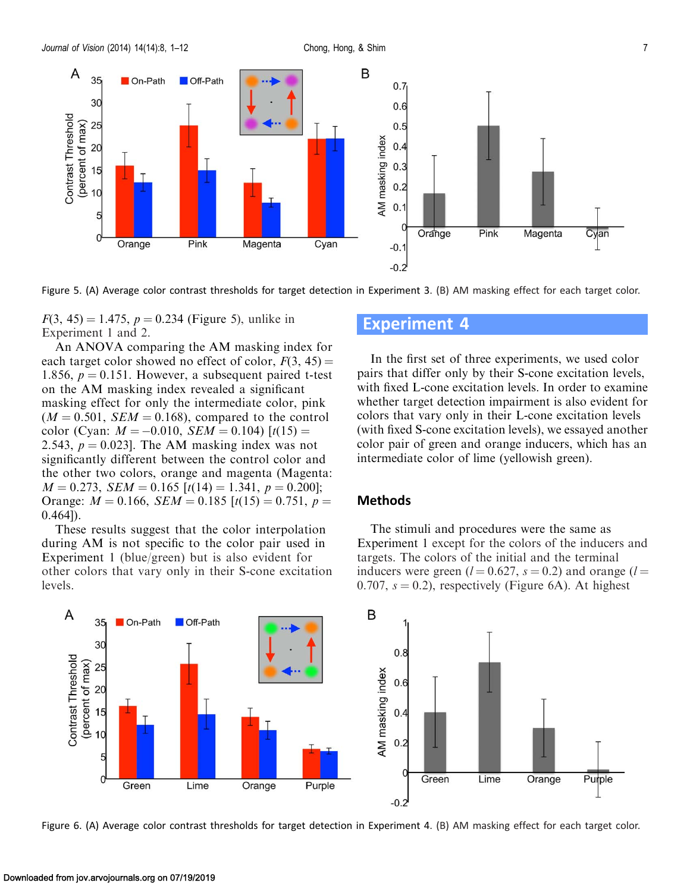Figure 5. (A) Average color contrast thresholds for target detection in Experiment 3. (B) AM masking effect for each target color.

$F(3, 45) = 1.475$, $p = 0.234$ (Figure 5), unlike in Experiment 1 and 2.

An ANOVA comparing the AM masking index for each target color showed no effect of color, $F(3, 45) = 1.856$, $p = 0.151$. However, a subsequent paired t-test on the AM masking index revealed a significant masking effect for only the intermediate color, pink ($M = 0.501$, $SEM = 0.168$), compared to the control color (Cyan: $M = -0.010$, $SEM = 0.104$) [$t(15) = 2.543$, $p = 0.023$]. The AM masking index was not significantly different between the control color and the other two colors, orange and magenta (Magenta: $M = 0.273$, $SEM = 0.165$ [$t(14) = 1.341$, $p = 0.200$]; Orange: $M = 0.166$, $SEM = 0.185$ [$t(15) = 0.751$, $p = 0.464$]).

These results suggest that the color interpolation during AM is not specific to the color pair used in Experiment 1 (blue/green) but is also evident for other colors that vary only in their S-cone excitation levels.

## Experiment 4

In the first set of three experiments, we used color pairs that differ only by their S-cone excitation levels, with fixed L-cone excitation levels. In order to examine whether target detection impairment is also evident for colors that vary only in their L-cone excitation levels (with fixed S-cone excitation levels), we essayed another color pair of green and orange inducers, which has an intermediate color of lime (yellowish green).

### Methods

The stimuli and procedures were the same as Experiment 1 except for the colors of the inducers and targets. The colors of the initial and the terminal inducers were green ($l = 0.627$, $s = 0.2$) and orange ($l = 0.707$, $s = 0.2$), respectively (Figure 6A). At highest

Figure 6. (A) Average color contrast thresholds for target detection in Experiment 4. (B) AM masking effect for each target color.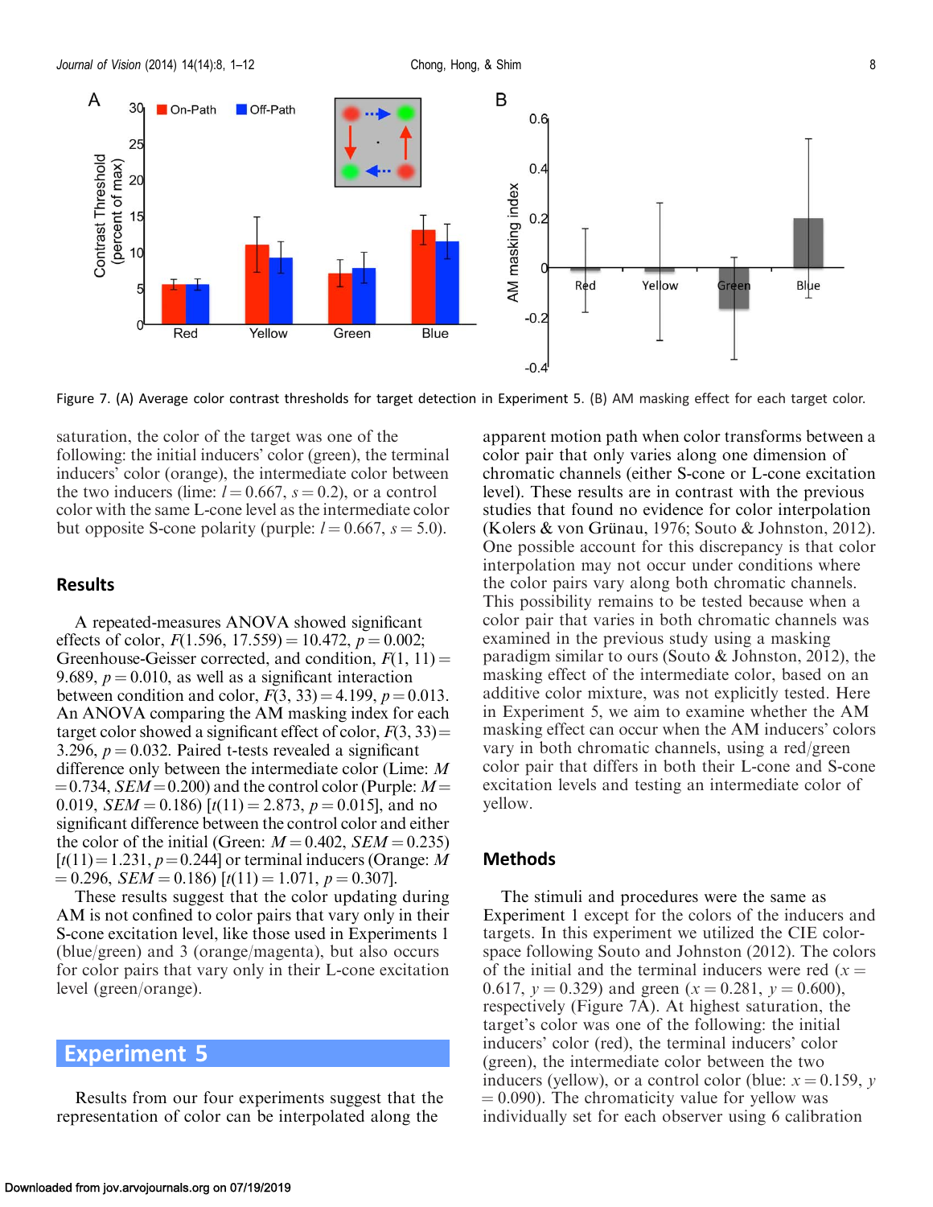Figure 7. (A) Average color contrast thresholds for target detection in Experiment 5. (B) AM masking effect for each target color.

saturation, the color of the target was one of the following: the initial inducers' color (green), the terminal inducers' color (orange), the intermediate color between the two inducers (lime: $l = 0.667$, $s = 0.2$), or a control color with the same L-cone level as the intermediate color but opposite S-cone polarity (purple: $l = 0.667$, $s = 5.0$).

## Results

A repeated-measures ANOVA showed significant effects of color, $F(1.596, 17.559) = 10.472$, $p = 0.002$; Greenhouse-Geisser corrected, and condition, $F(1, 11) = 9.689$, $p = 0.010$, as well as a significant interaction between condition and color, $F(3, 33) = 4.199$, $p = 0.013$. An ANOVA comparing the AM masking index for each target color showed a significant effect of color, $F(3, 33) = 3.296$, $p = 0.032$. Paired t-tests revealed a significant difference only between the intermediate color (Lime: $M = 0.734$, $SEM = 0.200$) and the control color (Purple: $M = 0.019$, $SEM = 0.186$) [$t(11) = 2.873$, $p = 0.015$], and no significant difference between the control color and either the color of the initial (Green: $M = 0.402$, $SEM = 0.235$) [$t(11) = 1.231$, $p = 0.244$] or terminal inducers (Orange: $M = 0.296$, $SEM = 0.186$) [$t(11) = 1.071$, $p = 0.307$].

These results suggest that the color updating during AM is not confined to color pairs that vary only in their S-cone excitation level, like those used in Experiments 1 (blue/green) and 3 (orange/magenta), but also occurs for color pairs that vary only in their L-cone excitation level (green/orange).

# Experiment 5

Results from our four experiments suggest that the representation of color can be interpolated along the apparent motion path when color transforms between a color pair that only varies along one dimension of chromatic channels (either S-cone or L-cone excitation level). These results are in contrast with the previous studies that found no evidence for color interpolation (Kolers & von Grünau, 1976; Souto & Johnston, 2012). One possible account for this discrepancy is that color interpolation may not occur under conditions where the color pairs vary along both chromatic channels. This possibility remains to be tested because when a color pair that varies in both chromatic channels was examined in the previous study using a masking paradigm similar to ours (Souto & Johnston, 2012), the masking effect of the intermediate color, based on an additive color mixture, was not explicitly tested. Here in Experiment 5, we aim to examine whether the AM masking effect can occur when the AM inducers' colors vary in both chromatic channels, using a red/green color pair that differs in both their L-cone and S-cone excitation levels and testing an intermediate color of yellow.

## Methods

The stimuli and procedures were the same as Experiment 1 except for the colors of the inducers and targets. In this experiment we utilized the CIE color-space following Souto and Johnston (2012). The colors of the initial and the terminal inducers were red ($x = 0.617$, $y = 0.329$) and green ($x = 0.281$, $y = 0.600$), respectively (Figure 7A). At highest saturation, the target's color was one of the following: the initial inducers' color (red), the terminal inducers' color (green), the intermediate color between the two inducers (yellow), or a control color (blue: $x = 0.159$, $y = 0.090$). The chromaticity value for yellow was individually set for each observer using 6 calibration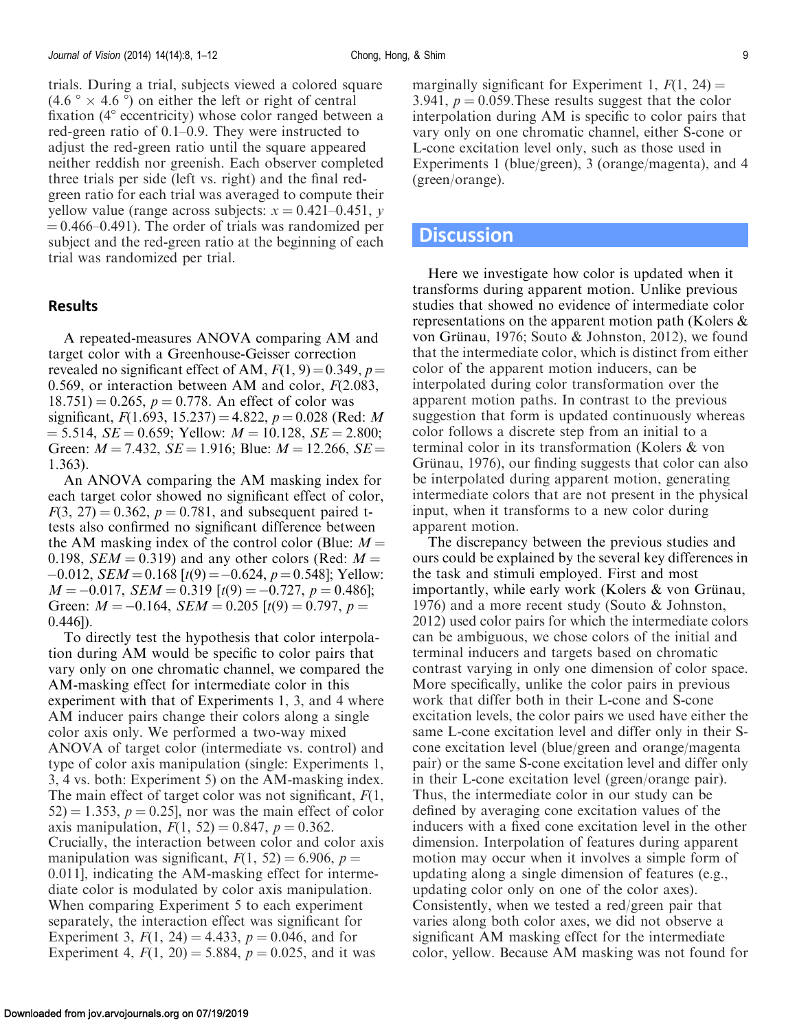trials. During a trial, subjects viewed a colored square ($4.6° \times 4.6°$) on either the left or right of central fixation (4° eccentricity) whose color ranged between a red-green ratio of 0.1–0.9. They were instructed to adjust the red-green ratio until the square appeared neither reddish nor greenish. Each observer completed three trials per side (left vs. right) and the final red-green ratio for each trial was averaged to compute their yellow value (range across subjects: $x = 0.421$–$0.451$, $y = 0.466$–$0.491$). The order of trials was randomized per subject and the red-green ratio at the beginning of each trial was randomized per trial.

### Results

A repeated-measures ANOVA comparing AM and target color with a Greenhouse-Geisser correction revealed no significant effect of AM, $F(1, 9) = 0.349$, $p = 0.569$, or interaction between AM and color, $F(2.083, 18.751) = 0.265$, $p = 0.778$. An effect of color was significant, $F(1.693, 15.237) = 4.822$, $p = 0.028$ (Red: $M = 5.514$, $SE = 0.659$; Yellow: $M = 10.128$, $SE = 2.800$; Green: $M = 7.432$, $SE = 1.916$; Blue: $M = 12.266$, $SE = 1.363$).

An ANOVA comparing the AM masking index for each target color showed no significant effect of color, $F(3, 27) = 0.362$, $p = 0.781$, and subsequent paired t-tests also confirmed no significant difference between the AM masking index of the control color (Blue: $M = 0.198$, $SEM = 0.319$) and any other colors (Red: $M = -0.012$, $SEM = 0.168$ [$t(9) = -0.624$, $p = 0.548$]; Yellow: $M = -0.017$, $SEM = 0.319$ [$t(9) = -0.727$, $p = 0.486$]; Green: $M = -0.164$, $SEM = 0.205$ [$t(9) = 0.797$, $p = 0.446$]).

To directly test the hypothesis that color interpolation during AM would be specific to color pairs that vary only on one chromatic channel, we compared the AM-masking effect for intermediate color in this experiment with that of Experiments 1, 3, and 4 where AM inducer pairs change their colors along a single color axis only. We performed a two-way mixed ANOVA of target color (intermediate vs. control) and type of color axis manipulation (single: Experiments 1, 3, 4 vs. both: Experiment 5) on the AM-masking index. The main effect of target color was not significant, $F(1, 52) = 1.353$, $p = 0.25$], nor was the main effect of color axis manipulation, $F(1, 52) = 0.847$, $p = 0.362$. Crucially, the interaction between color and color axis manipulation was significant, $F(1, 52) = 6.906$, $p = 0.011$], indicating the AM-masking effect for intermediate color is modulated by color axis manipulation. When comparing Experiment 5 to each experiment separately, the interaction effect was significant for Experiment 3, $F(1, 24) = 4.433$, $p = 0.046$, and for Experiment 4, $F(1, 20) = 5.884$, $p = 0.025$, and it was marginally significant for Experiment 1, $F(1, 24) = 3.941$, $p = 0.059$.These results suggest that the color interpolation during AM is specific to color pairs that vary only on one chromatic channel, either S-cone or L-cone excitation level only, such as those used in Experiments 1 (blue/green), 3 (orange/magenta), and 4 (green/orange).

## Discussion

Here we investigate how color is updated when it transforms during apparent motion. Unlike previous studies that showed no evidence of intermediate color representations on the apparent motion path (Kolers & von Grünau, 1976; Souto & Johnston, 2012), we found that the intermediate color, which is distinct from either color of the apparent motion inducers, can be interpolated during color transformation over the apparent motion paths. In contrast to the previous suggestion that form is updated continuously whereas color follows a discrete step from an initial to a terminal color in its transformation (Kolers & von Grünau, 1976), our finding suggests that color can also be interpolated during apparent motion, generating intermediate colors that are not present in the physical input, when it transforms to a new color during apparent motion.

The discrepancy between the previous studies and ours could be explained by the several key differences in the task and stimuli employed. First and most importantly, while early work (Kolers & von Grünau, 1976) and a more recent study (Souto & Johnston, 2012) used color pairs for which the intermediate colors can be ambiguous, we chose colors of the initial and terminal inducers and targets based on chromatic contrast varying in only one dimension of color space. More specifically, unlike the color pairs in previous work that differ both in their L-cone and S-cone excitation levels, the color pairs we used have either the same L-cone excitation level and differ only in their S-cone excitation level (blue/green and orange/magenta pair) or the same S-cone excitation level and differ only in their L-cone excitation level (green/orange pair). Thus, the intermediate color in our study can be defined by averaging cone excitation values of the inducers with a fixed cone excitation level in the other dimension. Interpolation of features during apparent motion may occur when it involves a simple form of updating along a single dimension of features (e.g., updating color only on one of the color axes). Consistently, when we tested a red/green pair that varies along both color axes, we did not observe a significant AM masking effect for the intermediate color, yellow. Because AM masking was not found for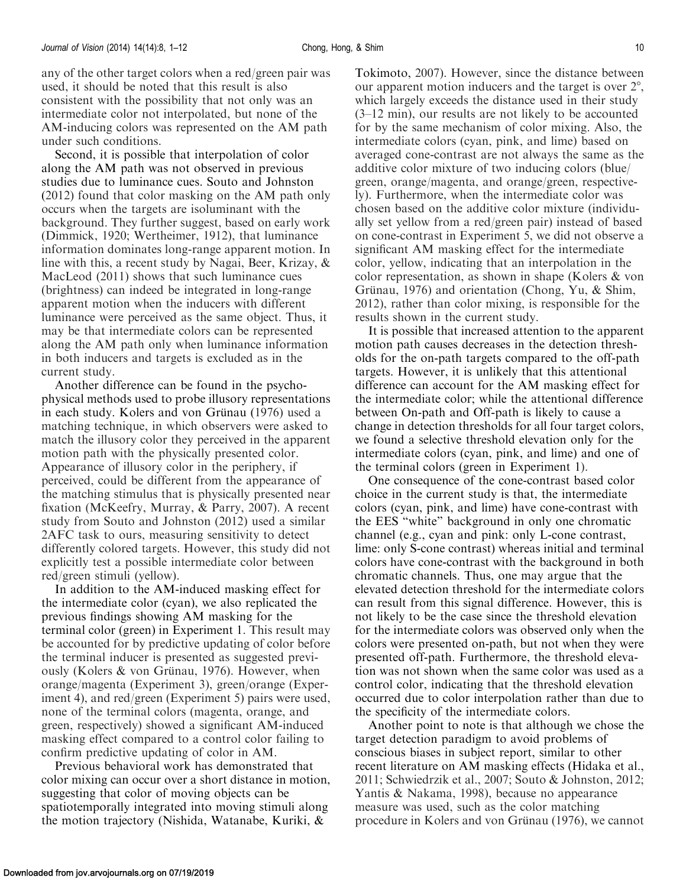any of the other target colors when a red/green pair was used, it should be noted that this result is also consistent with the possibility that not only was an intermediate color not interpolated, but none of the AM-inducing colors was represented on the AM path under such conditions.

Second, it is possible that interpolation of color along the AM path was not observed in previous studies due to luminance cues. Souto and Johnston (2012) found that color masking on the AM path only occurs when the targets are isoluminant with the background. They further suggest, based on early work (Dimmick, 1920; Wertheimer, 1912), that luminance information dominates long-range apparent motion. In line with this, a recent study by Nagai, Beer, Krizay, & MacLeod (2011) shows that such luminance cues (brightness) can indeed be integrated in long-range apparent motion when the inducers with different luminance were perceived as the same object. Thus, it may be that intermediate colors can be represented along the AM path only when luminance information in both inducers and targets is excluded as in the current study.

Another difference can be found in the psychophysical methods used to probe illusory representations in each study. Kolers and von Grünau (1976) used a matching technique, in which observers were asked to match the illusory color they perceived in the apparent motion path with the physically presented color. Appearance of illusory color in the periphery, if perceived, could be different from the appearance of the matching stimulus that is physically presented near fixation (McKeefry, Murray, & Parry, 2007). A recent study from Souto and Johnston (2012) used a similar 2AFC task to ours, measuring sensitivity to detect differently colored targets. However, this study did not explicitly test a possible intermediate color between red/green stimuli (yellow).

In addition to the AM-induced masking effect for the intermediate color (cyan), we also replicated the previous findings showing AM masking for the terminal color (green) in Experiment 1. This result may be accounted for by predictive updating of color before the terminal inducer is presented as suggested previously (Kolers & von Grünau, 1976). However, when orange/magenta (Experiment 3), green/orange (Experiment 4), and red/green (Experiment 5) pairs were used, none of the terminal colors (magenta, orange, and green, respectively) showed a significant AM-induced masking effect compared to a control color failing to confirm predictive updating of color in AM.

Previous behavioral work has demonstrated that color mixing can occur over a short distance in motion, suggesting that color of moving objects can be spatiotemporally integrated into moving stimuli along the motion trajectory (Nishida, Watanabe, Kuriki, & Tokimoto, 2007). However, since the distance between our apparent motion inducers and the target is over 2°, which largely exceeds the distance used in their study (3–12 min), our results are not likely to be accounted for by the same mechanism of color mixing. Also, the intermediate colors (cyan, pink, and lime) based on averaged cone-contrast are not always the same as the additive color mixture of two inducing colors (blue/green, orange/magenta, and orange/green, respectively). Furthermore, when the intermediate color was chosen based on the additive color mixture (individually set yellow from a red/green pair) instead of based on cone-contrast in Experiment 5, we did not observe a significant AM masking effect for the intermediate color, yellow, indicating that an interpolation in the color representation, as shown in shape (Kolers & von Grünau, 1976) and orientation (Chong, Yu, & Shim, 2012), rather than color mixing, is responsible for the results shown in the current study.

It is possible that increased attention to the apparent motion path causes decreases in the detection thresholds for the on-path targets compared to the off-path targets. However, it is unlikely that this attentional difference can account for the AM masking effect for the intermediate color; while the attentional difference between On-path and Off-path is likely to cause a change in detection thresholds for all four target colors, we found a selective threshold elevation only for the intermediate colors (cyan, pink, and lime) and one of the terminal colors (green in Experiment 1).

One consequence of the cone-contrast based color choice in the current study is that, the intermediate colors (cyan, pink, and lime) have cone-contrast with the EES "white" background in only one chromatic channel (e.g., cyan and pink: only L-cone contrast, lime: only S-cone contrast) whereas initial and terminal colors have cone-contrast with the background in both chromatic channels. Thus, one may argue that the elevated detection threshold for the intermediate colors can result from this signal difference. However, this is not likely to be the case since the threshold elevation for the intermediate colors was observed only when the colors were presented on-path, but not when they were presented off-path. Furthermore, the threshold elevation was not shown when the same color was used as a control color, indicating that the threshold elevation occurred due to color interpolation rather than due to the specificity of the intermediate colors.

Another point to note is that although we chose the target detection paradigm to avoid problems of conscious biases in subject report, similar to other recent literature on AM masking effects (Hidaka et al., 2011; Schwiedrzik et al., 2007; Souto & Johnston, 2012; Yantis & Nakama, 1998), because no appearance measure was used, such as the color matching procedure in Kolers and von Grünau (1976), we cannot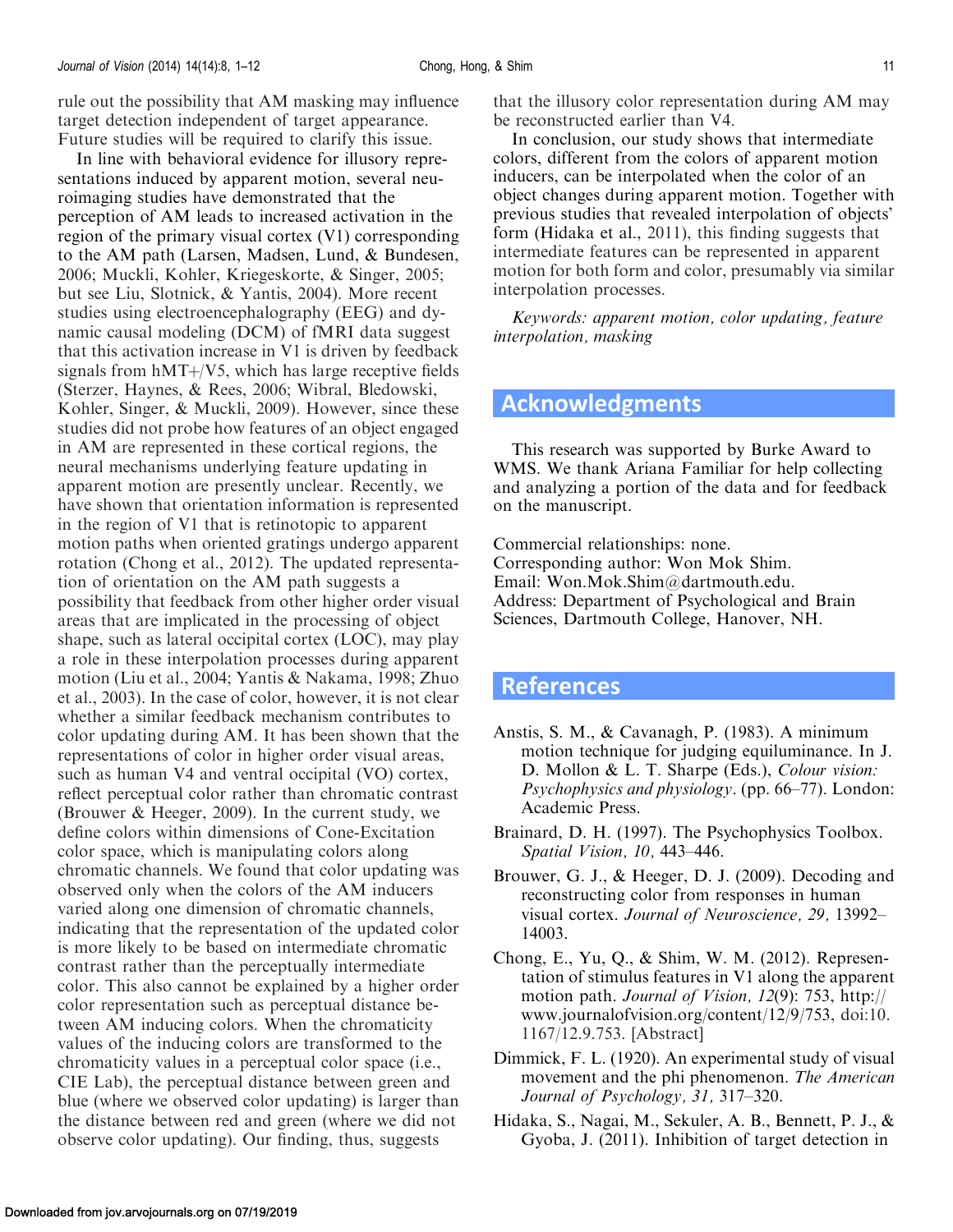rule out the possibility that AM masking may influence target detection independent of target appearance. Future studies will be required to clarify this issue.

In line with behavioral evidence for illusory representations induced by apparent motion, several neuroimaging studies have demonstrated that the perception of AM leads to increased activation in the region of the primary visual cortex (V1) corresponding to the AM path (Larsen, Madsen, Lund, & Bundesen, 2006; Muckli, Kohler, Kriegeskorte, & Singer, 2005; but see Liu, Slotnick, & Yantis, 2004). More recent studies using electroencephalography (EEG) and dynamic causal modeling (DCM) of fMRI data suggest that this activation increase in V1 is driven by feedback signals from hMT+/V5, which has large receptive fields (Sterzer, Haynes, & Rees, 2006; Wibral, Bledowski, Kohler, Singer, & Muckli, 2009). However, since these studies did not probe how features of an object engaged in AM are represented in these cortical regions, the neural mechanisms underlying feature updating in apparent motion are presently unclear. Recently, we have shown that orientation information is represented in the region of V1 that is retinotopic to apparent motion paths when oriented gratings undergo apparent rotation (Chong et al., 2012). The updated representation of orientation on the AM path suggests a possibility that feedback from other higher order visual areas that are implicated in the processing of object shape, such as lateral occipital cortex (LOC), may play a role in these interpolation processes during apparent motion (Liu et al., 2004; Yantis & Nakama, 1998; Zhuo et al., 2003). In the case of color, however, it is not clear whether a similar feedback mechanism contributes to color updating during AM. It has been shown that the representations of color in higher order visual areas, such as human V4 and ventral occipital (VO) cortex, reflect perceptual color rather than chromatic contrast (Brouwer & Heeger, 2009). In the current study, we define colors within dimensions of Cone-Excitation color space, which is manipulating colors along chromatic channels. We found that color updating was observed only when the colors of the AM inducers varied along one dimension of chromatic channels, indicating that the representation of the updated color is more likely to be based on intermediate chromatic contrast rather than the perceptually intermediate color. This also cannot be explained by a higher order color representation such as perceptual distance between AM inducing colors. When the chromaticity values of the inducing colors are transformed to the chromaticity values in a perceptual color space (i.e., CIE Lab), the perceptual distance between green and blue (where we observed color updating) is larger than the distance between red and green (where we did not observe color updating). Our finding, thus, suggests that the illusory color representation during AM may be reconstructed earlier than V4.

In conclusion, our study shows that intermediate colors, different from the colors of apparent motion inducers, can be interpolated when the color of an object changes during apparent motion. Together with previous studies that revealed interpolation of objects' form (Hidaka et al., 2011), this finding suggests that intermediate features can be represented in apparent motion for both form and color, presumably via similar interpolation processes.

*Keywords: apparent motion, color updating, feature interpolation, masking*

## Acknowledgments

This research was supported by Burke Award to WMS. We thank Ariana Familiar for help collecting and analyzing a portion of the data and for feedback on the manuscript.

Commercial relationships: none.
Corresponding author: Won Mok Shim.
Email: Won.Mok.Shim@dartmouth.edu.
Address: Department of Psychological and Brain Sciences, Dartmouth College, Hanover, NH.

## References

Anstis, S. M., & Cavanagh, P. (1983). A minimum motion technique for judging equiluminance. In J. D. Mollon & L. T. Sharpe (Eds.), *Colour vision: Psychophysics and physiology*. (pp. 66–77). London: Academic Press.

Brainard, D. H. (1997). The Psychophysics Toolbox. *Spatial Vision, 10,* 443–446.

Brouwer, G. J., & Heeger, D. J. (2009). Decoding and reconstructing color from responses in human visual cortex. *Journal of Neuroscience, 29,* 13992–14003.

Chong, E., Yu, Q., & Shim, W. M. (2012). Representation of stimulus features in V1 along the apparent motion path. *Journal of Vision, 12*(9): 753, http://www.journalofvision.org/content/12/9/753, doi:10.1167/12.9.753. [Abstract]

Dimmick, F. L. (1920). An experimental study of visual movement and the phi phenomenon. *The American Journal of Psychology, 31,* 317–320.

Hidaka, S., Nagai, M., Sekuler, A. B., Bennett, P. J., & Gyoba, J. (2011). Inhibition of target detection in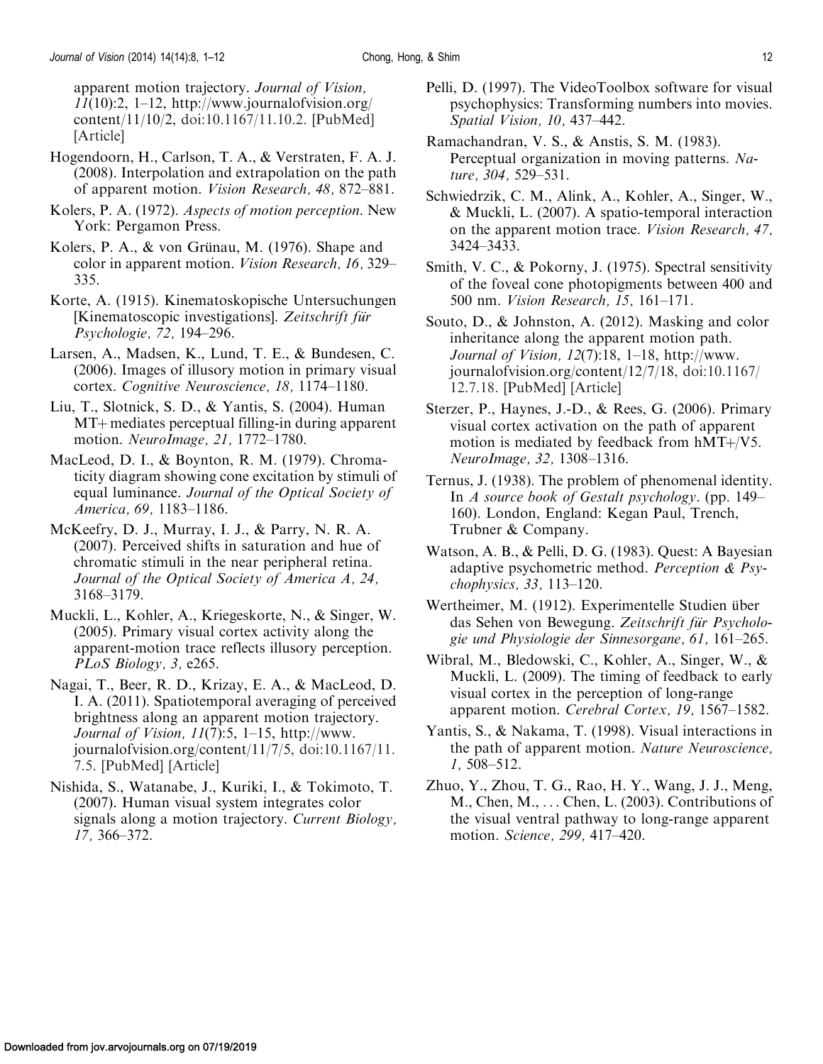apparent motion trajectory. *Journal of Vision, 11*(10):2, 1–12, http://www.journalofvision.org/content/11/10/2, doi:10.1167/11.10.2. [PubMed] [Article]

Hogendoorn, H., Carlson, T. A., & Verstraten, F. A. J. (2008). Interpolation and extrapolation on the path of apparent motion. *Vision Research, 48,* 872–881.

Kolers, P. A. (1972). *Aspects of motion perception*. New York: Pergamon Press.

Kolers, P. A., & von Grünau, M. (1976). Shape and color in apparent motion. *Vision Research, 16,* 329–335.

Korte, A. (1915). Kinematoskopische Untersuchungen [Kinematoscopic investigations]. *Zeitschrift für Psychologie, 72,* 194–296.

Larsen, A., Madsen, K., Lund, T. E., & Bundesen, C. (2006). Images of illusory motion in primary visual cortex. *Cognitive Neuroscience, 18,* 1174–1180.

Liu, T., Slotnick, S. D., & Yantis, S. (2004). Human MT+ mediates perceptual filling-in during apparent motion. *NeuroImage, 21,* 1772–1780.

MacLeod, D. I., & Boynton, R. M. (1979). Chromaticity diagram showing cone excitation by stimuli of equal luminance. *Journal of the Optical Society of America, 69,* 1183–1186.

McKeefry, D. J., Murray, I. J., & Parry, N. R. A. (2007). Perceived shifts in saturation and hue of chromatic stimuli in the near peripheral retina. *Journal of the Optical Society of America A, 24,* 3168–3179.

Muckli, L., Kohler, A., Kriegeskorte, N., & Singer, W. (2005). Primary visual cortex activity along the apparent-motion trace reflects illusory perception. *PLoS Biology, 3,* e265.

Nagai, T., Beer, R. D., Krizay, E. A., & MacLeod, D. I. A. (2011). Spatiotemporal averaging of perceived brightness along an apparent motion trajectory. *Journal of Vision, 11*(7):5, 1–15, http://www.journalofvision.org/content/11/7/5, doi:10.1167/11.7.5. [PubMed] [Article]

Nishida, S., Watanabe, J., Kuriki, I., & Tokimoto, T. (2007). Human visual system integrates color signals along a motion trajectory. *Current Biology, 17,* 366–372.

Pelli, D. (1997). The VideoToolbox software for visual psychophysics: Transforming numbers into movies. *Spatial Vision, 10,* 437–442.

Ramachandran, V. S., & Anstis, S. M. (1983). Perceptual organization in moving patterns. *Nature, 304,* 529–531.

Schwiedrzik, C. M., Alink, A., Kohler, A., Singer, W., & Muckli, L. (2007). A spatio-temporal interaction on the apparent motion trace. *Vision Research, 47,* 3424–3433.

Smith, V. C., & Pokorny, J. (1975). Spectral sensitivity of the foveal cone photopigments between 400 and 500 nm. *Vision Research, 15,* 161–171.

Souto, D., & Johnston, A. (2012). Masking and color inheritance along the apparent motion path. *Journal of Vision, 12*(7):18, 1–18, http://www.journalofvision.org/content/12/7/18, doi:10.1167/12.7.18. [PubMed] [Article]

Sterzer, P., Haynes, J.-D., & Rees, G. (2006). Primary visual cortex activation on the path of apparent motion is mediated by feedback from hMT+/V5. *NeuroImage, 32,* 1308–1316.

Ternus, J. (1938). The problem of phenomenal identity. In *A source book of Gestalt psychology*. (pp. 149–160). London, England: Kegan Paul, Trench, Trubner & Company.

Watson, A. B., & Pelli, D. G. (1983). Quest: A Bayesian adaptive psychometric method. *Perception & Psychophysics, 33,* 113–120.

Wertheimer, M. (1912). Experimentelle Studien über das Sehen von Bewegung. *Zeitschrift für Psychologie und Physiologie der Sinnesorgane, 61,* 161–265.

Wibral, M., Bledowski, C., Kohler, A., Singer, W., & Muckli, L. (2009). The timing of feedback to early visual cortex in the perception of long-range apparent motion. *Cerebral Cortex, 19,* 1567–1582.

Yantis, S., & Nakama, T. (1998). Visual interactions in the path of apparent motion. *Nature Neuroscience, 1,* 508–512.

Zhuo, Y., Zhou, T. G., Rao, H. Y., Wang, J. J., Meng, M., Chen, M., . . . Chen, L. (2003). Contributions of the visual ventral pathway to long-range apparent motion. *Science, 299,* 417–420.